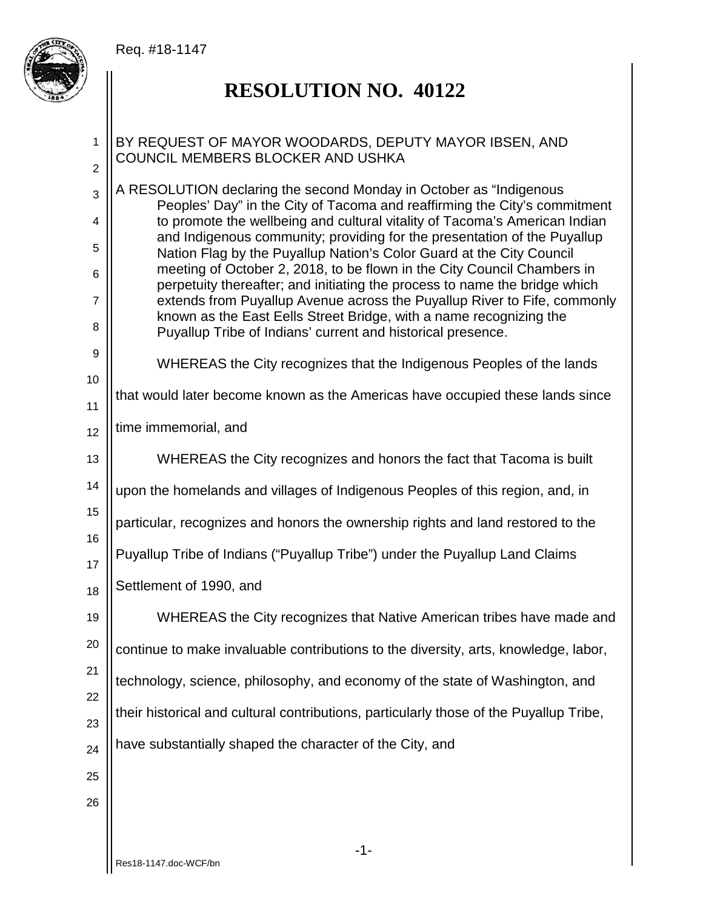Req. #18-1147

# RESOLUTION NO. 40122

BY REQUEST OF MAYOR WOODARDS, DEPUTY MAYOR IBSEN, AND COUNCIL MEMBERS BLOCKER AND USHKA

A RESOLUTION declaring the second Monday in October as "Indigenous Peoples' Day" in the City of Tacoma and reaffirming the City's commitment to promote the wellbeing and cultural vitality of Tacoma's American Indian and Indigenous community; providing for the presentation of the Puyallup Nation Flag by the Puyallup Nation's Color Guard at the City Council meeting of October 2, 2018, to be flown in the City Council Chambers in perpetuity thereafter; and initiating the process to name the bridge which extends from Puyallup Avenue across the Puyallup River to Fife, commonly known as the East Eells Street Bridge, with a name recognizing the Puyallup Tribe of Indians' current and historical presence.

WHEREAS the City recognizes that the Indigenous Peoples of the lands that would later become known as the Americas have occupied these lands since time immemorial, and

WHEREAS the City recognizes and honors the fact that Tacoma is built upon the homelands and villages of Indigenous Peoples of this region, and, in particular, recognizes and honors the ownership rights and land restored to the Puyallup Tribe of Indians ("Puyallup Tribe") under the Puyallup Land Claims Settlement of 1990, and

WHEREAS the City recognizes that Native American tribes have made and continue to make invaluable contributions to the diversity, arts, knowledge, labor, technology, science, philosophy, and economy of the state of Washington, and their historical and cultural contributions, particularly those of the Puyallup Tribe, have substantially shaped the character of the City, and

Res18-1147.doc-WCF/bn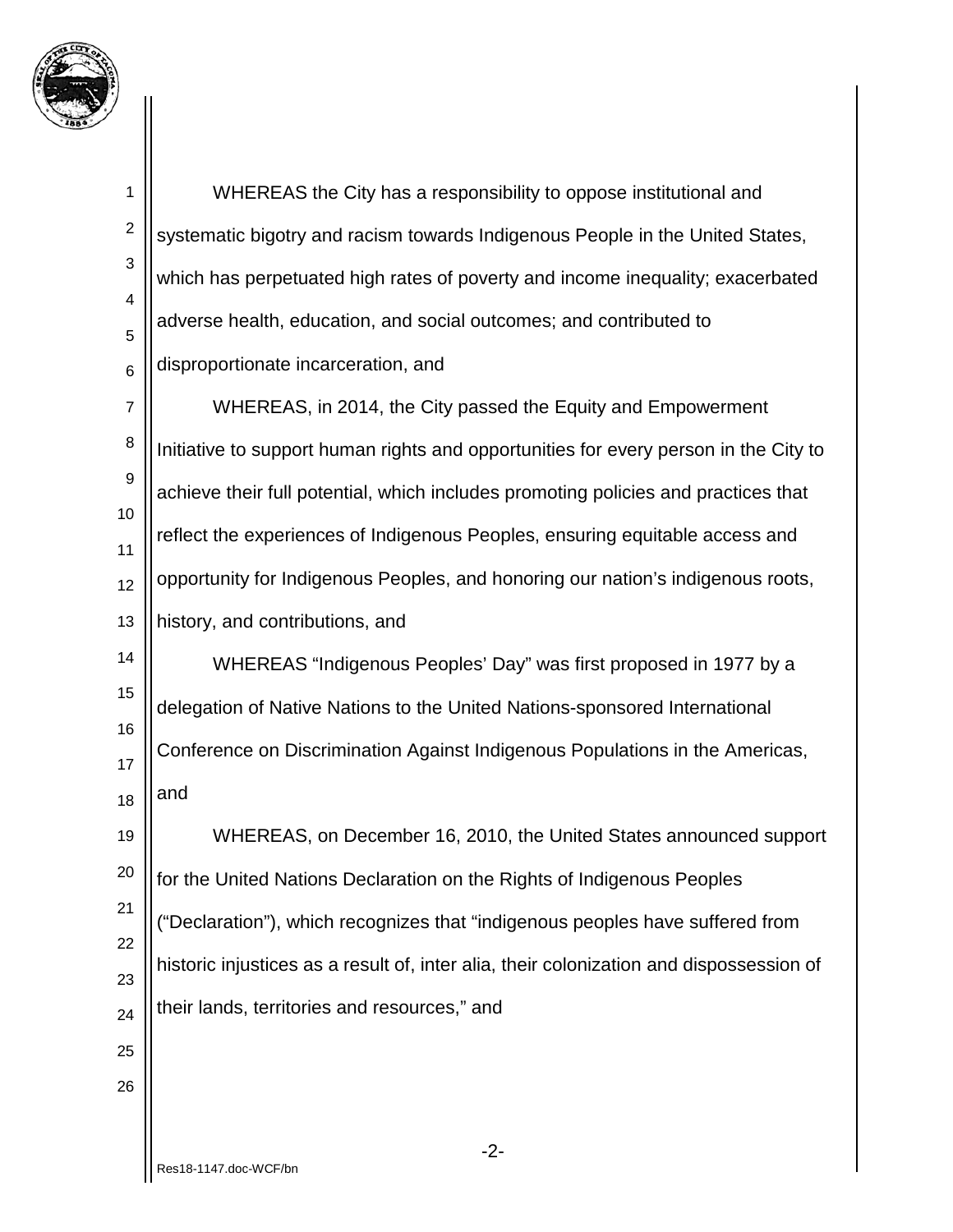WHEREAS the City has a responsibility to oppose institutional and systematic bigotry and racism towards Indigenous People in the United States, which has perpetuated high rates of poverty and income inequality; exacerbated adverse health, education, and social outcomes; and contributed to disproportionate incarceration, and

WHEREAS, in 2014, the City passed the Equity and Empowerment Initiative to support human rights and opportunities for every person in the City to achieve their full potential, which includes promoting policies and practices that reflect the experiences of Indigenous Peoples, ensuring equitable access and opportunity for Indigenous Peoples, and honoring our nation's indigenous roots, history, and contributions, and

WHEREAS "Indigenous Peoples' Day" was first proposed in 1977 by a delegation of Native Nations to the United Nations-sponsored International Conference on Discrimination Against Indigenous Populations in the Americas, and

WHEREAS, on December 16, 2010, the United States announced support for the United Nations Declaration on the Rights of Indigenous Peoples ("Declaration"), which recognizes that "indigenous peoples have suffered from historic injustices as a result of, inter alia, their colonization and dispossession of their lands, territories and resources," and

Res18-1147.doc-WCF/bn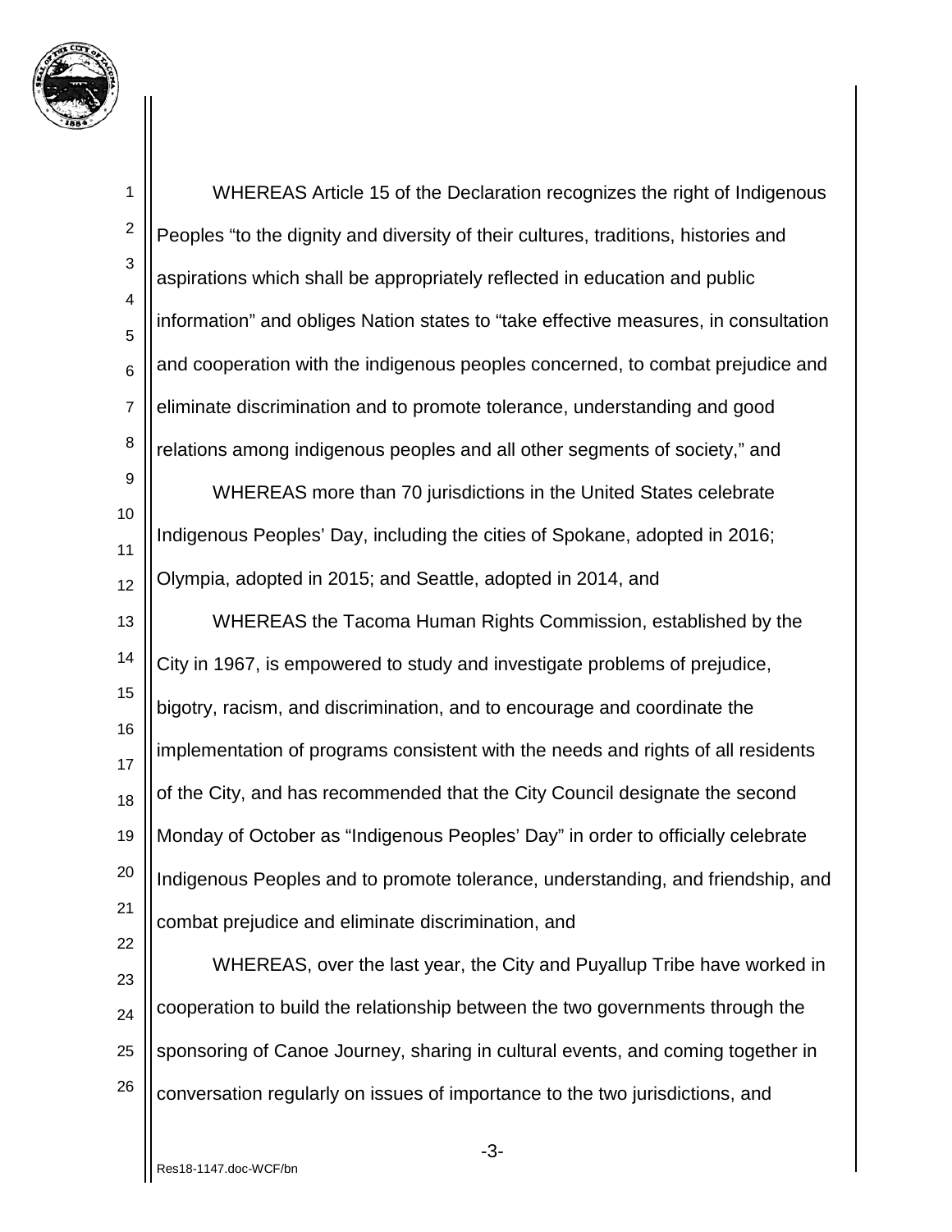WHEREAS Article 15 of the Declaration recognizes the right of Indigenous Peoples "to the dignity and diversity of their cultures, traditions, histories and aspirations which shall be appropriately reflected in education and public information" and obliges Nation states to "take effective measures, in consultation and cooperation with the indigenous peoples concerned, to combat prejudice and eliminate discrimination and to promote tolerance, understanding and good relations among indigenous peoples and all other segments of society," and

WHEREAS more than 70 jurisdictions in the United States celebrate Indigenous Peoples' Day, including the cities of Spokane, adopted in 2016; Olympia, adopted in 2015; and Seattle, adopted in 2014, and

WHEREAS the Tacoma Human Rights Commission, established by the City in 1967, is empowered to study and investigate problems of prejudice, bigotry, racism, and discrimination, and to encourage and coordinate the implementation of programs consistent with the needs and rights of all residents of the City, and has recommended that the City Council designate the second Monday of October as "Indigenous Peoples' Day" in order to officially celebrate Indigenous Peoples and to promote tolerance, understanding, and friendship, and combat prejudice and eliminate discrimination, and

WHEREAS, over the last year, the City and Puyallup Tribe have worked in cooperation to build the relationship between the two governments through the sponsoring of Canoe Journey, sharing in cultural events, and coming together in conversation regularly on issues of importance to the two jurisdictions, and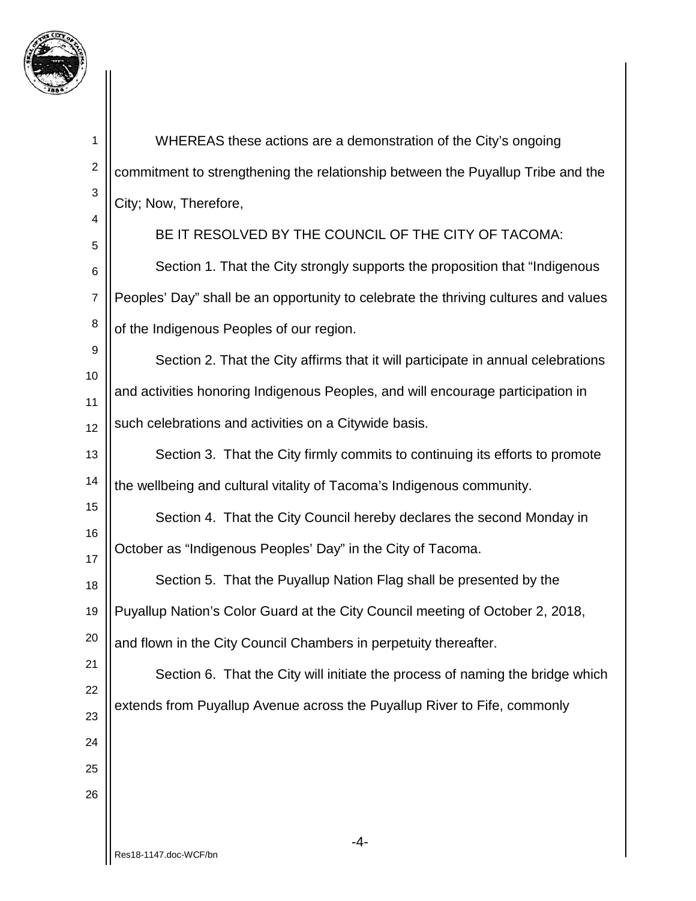WHEREAS these actions are a demonstration of the City's ongoing commitment to strengthening the relationship between the Puyallup Tribe and the City; Now, Therefore,

BE IT RESOLVED BY THE COUNCIL OF THE CITY OF TACOMA:

Section 1. That the City strongly supports the proposition that "Indigenous Peoples' Day" shall be an opportunity to celebrate the thriving cultures and values of the Indigenous Peoples of our region.

Section 2. That the City affirms that it will participate in annual celebrations and activities honoring Indigenous Peoples, and will encourage participation in such celebrations and activities on a Citywide basis.

Section 3. That the City firmly commits to continuing its efforts to promote the wellbeing and cultural vitality of Tacoma's Indigenous community.

Section 4. That the City Council hereby declares the second Monday in October as "Indigenous Peoples' Day" in the City of Tacoma.

Section 5. That the Puyallup Nation Flag shall be presented by the Puyallup Nation's Color Guard at the City Council meeting of October 2, 2018, and flown in the City Council Chambers in perpetuity thereafter.

Section 6. That the City will initiate the process of naming the bridge which extends from Puyallup Avenue across the Puyallup River to Fife, commonly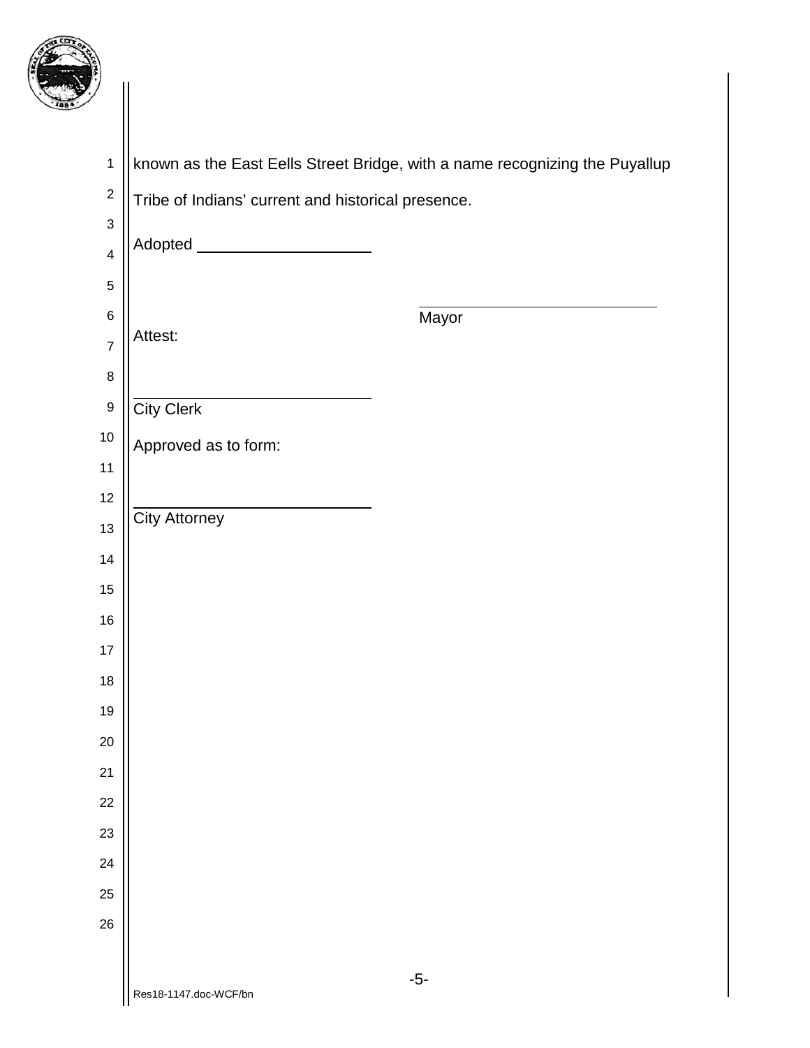known as the East Eells Street Bridge, with a name recognizing the Puyallup Tribe of Indians' current and historical presence.

Adopted ____________________

____________________________
Mayor

Attest:

____________________________
City Clerk

Approved as to form:

____________________________
City Attorney

Res18-1147.doc-WCF/bn